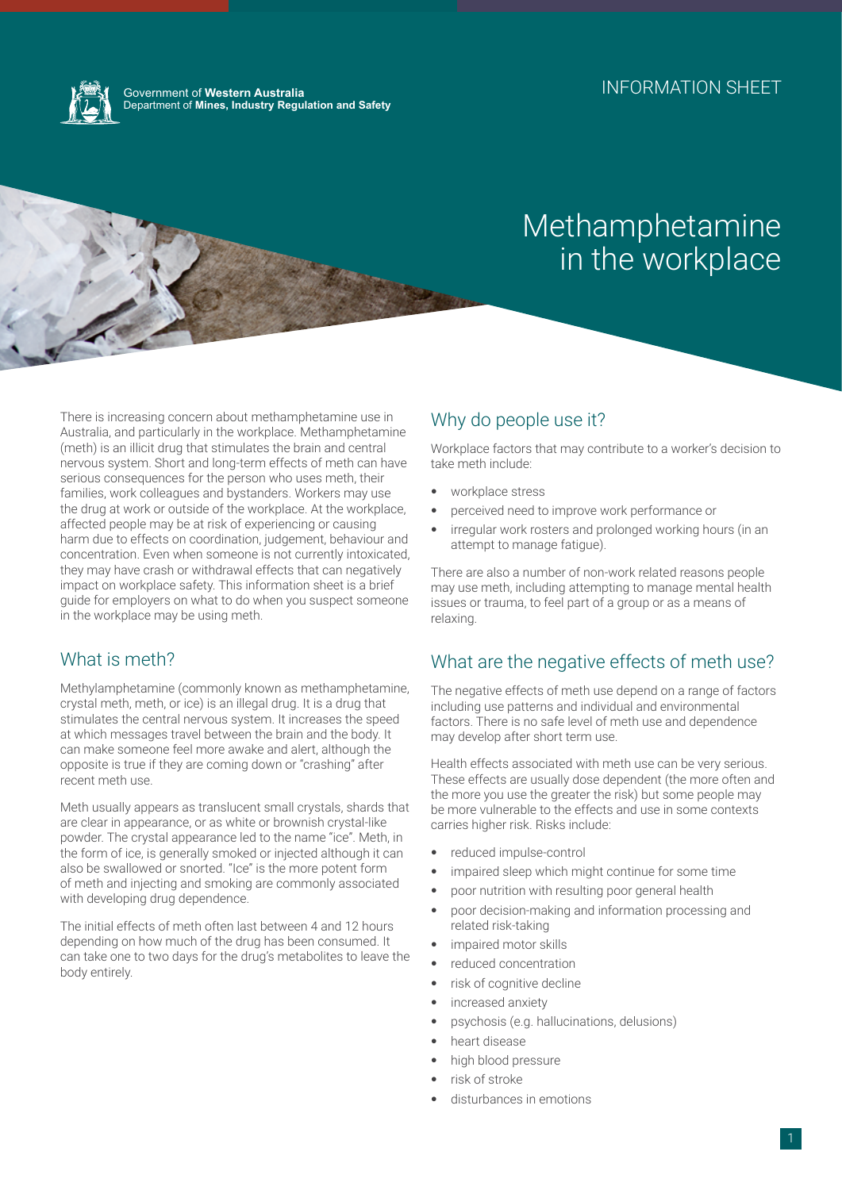Government of **Western Australia**
Department of **Mines, Industry Regulation and Safety**

INFORMATION SHEET

# Methamphetamine in the workplace

There is increasing concern about methamphetamine use in Australia, and particularly in the workplace. Methamphetamine (meth) is an illicit drug that stimulates the brain and central nervous system. Short and long-term effects of meth can have serious consequences for the person who uses meth, their families, work colleagues and bystanders. Workers may use the drug at work or outside of the workplace. At the workplace, affected people may be at risk of experiencing or causing harm due to effects on coordination, judgement, behaviour and concentration. Even when someone is not currently intoxicated, they may have crash or withdrawal effects that can negatively impact on workplace safety. This information sheet is a brief guide for employers on what to do when you suspect someone in the workplace may be using meth.

## What is meth?

Methylamphetamine (commonly known as methamphetamine, crystal meth, meth, or ice) is an illegal drug. It is a drug that stimulates the central nervous system. It increases the speed at which messages travel between the brain and the body. It can make someone feel more awake and alert, although the opposite is true if they are coming down or "crashing" after recent meth use.

Meth usually appears as translucent small crystals, shards that are clear in appearance, or as white or brownish crystal-like powder. The crystal appearance led to the name "ice". Meth, in the form of ice, is generally smoked or injected although it can also be swallowed or snorted. "Ice" is the more potent form of meth and injecting and smoking are commonly associated with developing drug dependence.

The initial effects of meth often last between 4 and 12 hours depending on how much of the drug has been consumed. It can take one to two days for the drug's metabolites to leave the body entirely.

## Why do people use it?

Workplace factors that may contribute to a worker's decision to take meth include:

- workplace stress
- perceived need to improve work performance or
- irregular work rosters and prolonged working hours (in an attempt to manage fatigue).

There are also a number of non-work related reasons people may use meth, including attempting to manage mental health issues or trauma, to feel part of a group or as a means of relaxing.

## What are the negative effects of meth use?

The negative effects of meth use depend on a range of factors including use patterns and individual and environmental factors. There is no safe level of meth use and dependence may develop after short term use.

Health effects associated with meth use can be very serious. These effects are usually dose dependent (the more often and the more you use the greater the risk) but some people may be more vulnerable to the effects and use in some contexts carries higher risk. Risks include:

- reduced impulse-control
- impaired sleep which might continue for some time
- poor nutrition with resulting poor general health
- poor decision-making and information processing and related risk-taking
- impaired motor skills
- reduced concentration
- risk of cognitive decline
- increased anxiety
- psychosis (e.g. hallucinations, delusions)
- heart disease
- high blood pressure
- risk of stroke
- disturbances in emotions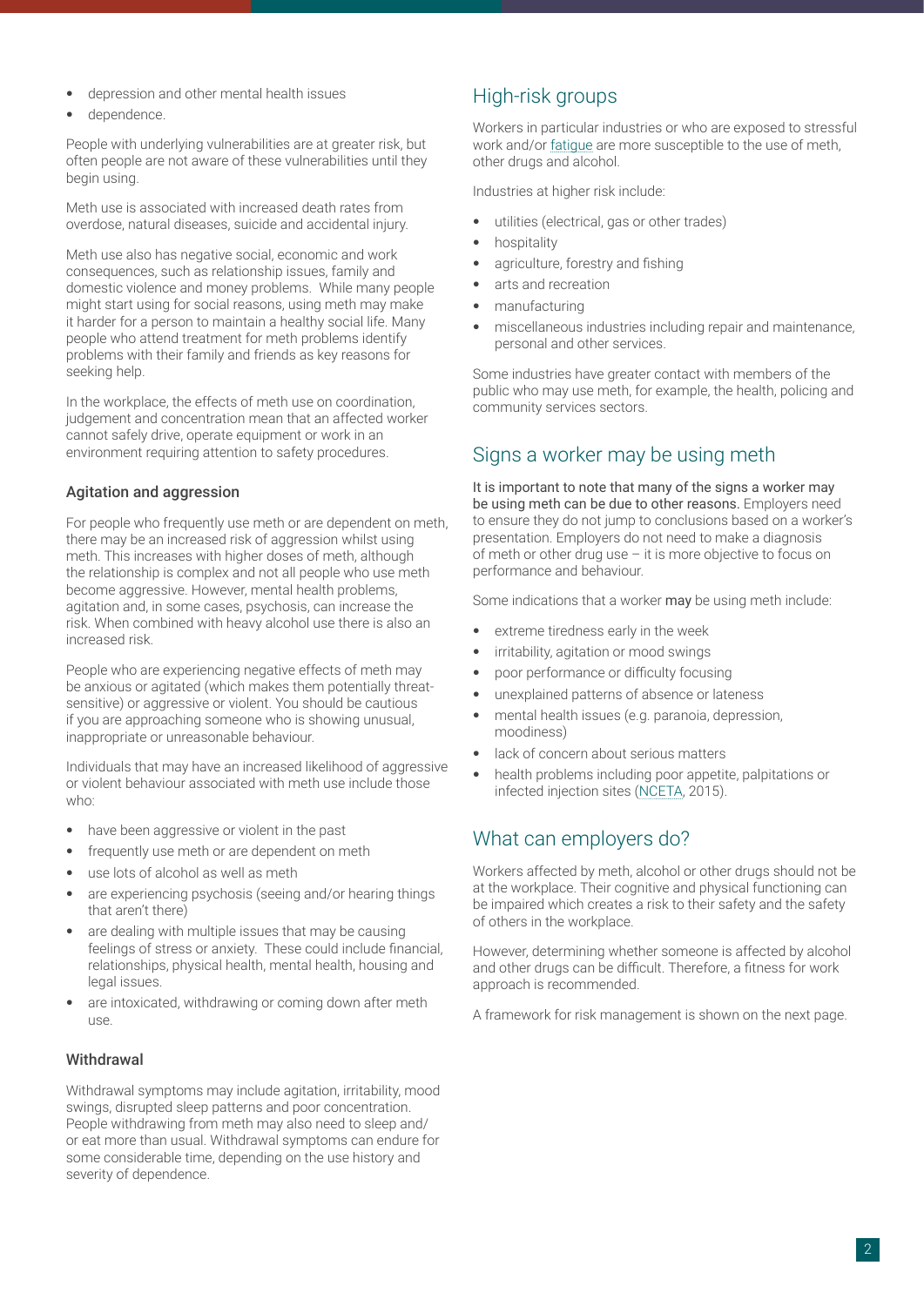- depression and other mental health issues
- dependence.

People with underlying vulnerabilities are at greater risk, but often people are not aware of these vulnerabilities until they begin using.

Meth use is associated with increased death rates from overdose, natural diseases, suicide and accidental injury.

Meth use also has negative social, economic and work consequences, such as relationship issues, family and domestic violence and money problems. While many people might start using for social reasons, using meth may make it harder for a person to maintain a healthy social life. Many people who attend treatment for meth problems identify problems with their family and friends as key reasons for seeking help.

In the workplace, the effects of meth use on coordination, judgement and concentration mean that an affected worker cannot safely drive, operate equipment or work in an environment requiring attention to safety procedures.

### Agitation and aggression

For people who frequently use meth or are dependent on meth, there may be an increased risk of aggression whilst using meth. This increases with higher doses of meth, although the relationship is complex and not all people who use meth become aggressive. However, mental health problems, agitation and, in some cases, psychosis, can increase the risk. When combined with heavy alcohol use there is also an increased risk.

People who are experiencing negative effects of meth may be anxious or agitated (which makes them potentially threat-sensitive) or aggressive or violent. You should be cautious if you are approaching someone who is showing unusual, inappropriate or unreasonable behaviour.

Individuals that may have an increased likelihood of aggressive or violent behaviour associated with meth use include those who:

- have been aggressive or violent in the past
- frequently use meth or are dependent on meth
- use lots of alcohol as well as meth
- are experiencing psychosis (seeing and/or hearing things that aren't there)
- are dealing with multiple issues that may be causing feelings of stress or anxiety. These could include financial, relationships, physical health, mental health, housing and legal issues.
- are intoxicated, withdrawing or coming down after meth use.

### Withdrawal

Withdrawal symptoms may include agitation, irritability, mood swings, disrupted sleep patterns and poor concentration. People withdrawing from meth may also need to sleep and/or eat more than usual. Withdrawal symptoms can endure for some considerable time, depending on the use history and severity of dependence.

## High-risk groups

Workers in particular industries or who are exposed to stressful work and/or fatigue are more susceptible to the use of meth, other drugs and alcohol.

Industries at higher risk include:

- utilities (electrical, gas or other trades)
- hospitality
- agriculture, forestry and fishing
- arts and recreation
- manufacturing
- miscellaneous industries including repair and maintenance, personal and other services.

Some industries have greater contact with members of the public who may use meth, for example, the health, policing and community services sectors.

## Signs a worker may be using meth

It is important to note that many of the signs a worker may be using meth can be due to other reasons. Employers need to ensure they do not jump to conclusions based on a worker's presentation. Employers do not need to make a diagnosis of meth or other drug use – it is more objective to focus on performance and behaviour.

Some indications that a worker **may** be using meth include:

- extreme tiredness early in the week
- irritability, agitation or mood swings
- poor performance or difficulty focusing
- unexplained patterns of absence or lateness
- mental health issues (e.g. paranoia, depression, moodiness)
- lack of concern about serious matters
- health problems including poor appetite, palpitations or infected injection sites (NCETA, 2015).

## What can employers do?

Workers affected by meth, alcohol or other drugs should not be at the workplace. Their cognitive and physical functioning can be impaired which creates a risk to their safety and the safety of others in the workplace.

However, determining whether someone is affected by alcohol and other drugs can be difficult. Therefore, a fitness for work approach is recommended.

A framework for risk management is shown on the next page.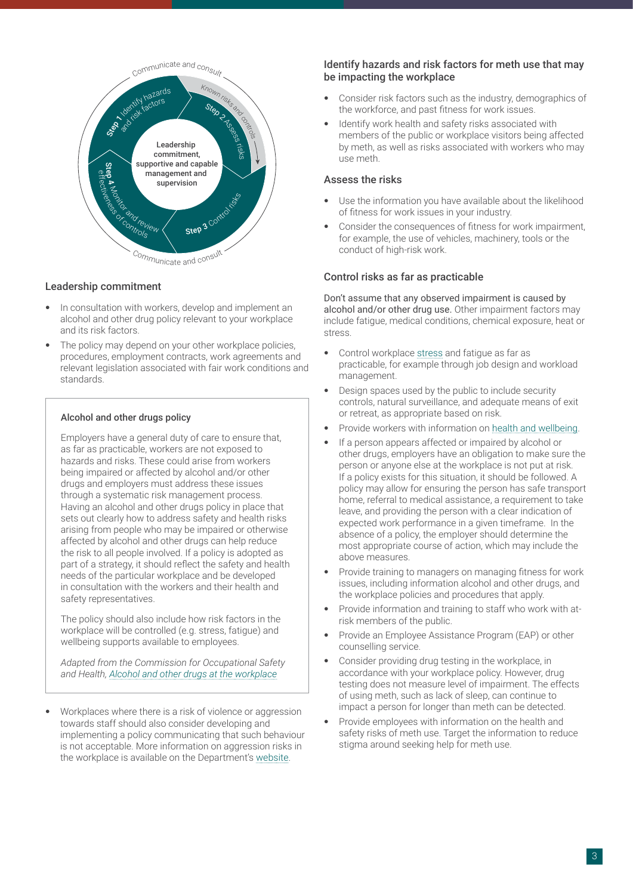Communicate and consult

Step 1 Identify hazards and risk factors

Known risks and controls

Step 2 Assess risks

Leadership commitment, supportive and capable management and supervision

Step 3 Control risks

Step 4 Monitor and review effectiveness of controls

Communicate and consult

### Leadership commitment

- In consultation with workers, develop and implement an alcohol and other drug policy relevant to your workplace and its risk factors.
- The policy may depend on your other workplace policies, procedures, employment contracts, work agreements and relevant legislation associated with fair work conditions and standards.

> **Alcohol and other drugs policy**
>
> Employers have a general duty of care to ensure that, as far as practicable, workers are not exposed to hazards and risks. These could arise from workers being impaired or affected by alcohol and/or other drugs and employers must address these issues through a systematic risk management process. Having an alcohol and other drugs policy in place that sets out clearly how to address safety and health risks arising from people who may be impaired or otherwise affected by alcohol and other drugs can help reduce the risk to all people involved. If a policy is adopted as part of a strategy, it should reflect the safety and health needs of the particular workplace and be developed in consultation with the workers and their health and safety representatives.
>
> The policy should also include how risk factors in the workplace will be controlled (e.g. stress, fatigue) and wellbeing supports available to employees.
>
> *Adapted from the Commission for Occupational Safety and Health, Alcohol and other drugs at the workplace*

- Workplaces where there is a risk of violence or aggression towards staff should also consider developing and implementing a policy communicating that such behaviour is not acceptable. More information on aggression risks in the workplace is available on the Department's website.

### Identify hazards and risk factors for meth use that may be impacting the workplace

- Consider risk factors such as the industry, demographics of the workforce, and past fitness for work issues.
- Identify work health and safety risks associated with members of the public or workplace visitors being affected by meth, as well as risks associated with workers who may use meth.

### Assess the risks

- Use the information you have available about the likelihood of fitness for work issues in your industry.
- Consider the consequences of fitness for work impairment, for example, the use of vehicles, machinery, tools or the conduct of high-risk work.

### Control risks as far as practicable

Don't assume that any observed impairment is caused by alcohol and/or other drug use. Other impairment factors may include fatigue, medical conditions, chemical exposure, heat or stress.

- Control workplace stress and fatigue as far as practicable, for example through job design and workload management.
- Design spaces used by the public to include security controls, natural surveillance, and adequate means of exit or retreat, as appropriate based on risk.
- Provide workers with information on health and wellbeing.
- If a person appears affected or impaired by alcohol or other drugs, employers have an obligation to make sure the person or anyone else at the workplace is not put at risk. If a policy exists for this situation, it should be followed. A policy may allow for ensuring the person has safe transport home, referral to medical assistance, a requirement to take leave, and providing the person with a clear indication of expected work performance in a given timeframe. In the absence of a policy, the employer should determine the most appropriate course of action, which may include the above measures.
- Provide training to managers on managing fitness for work issues, including information alcohol and other drugs, and the workplace policies and procedures that apply.
- Provide information and training to staff who work with at-risk members of the public.
- Provide an Employee Assistance Program (EAP) or other counselling service.
- Consider providing drug testing in the workplace, in accordance with your workplace policy. However, drug testing does not measure level of impairment. The effects of using meth, such as lack of sleep, can continue to impact a person for longer than meth can be detected.
- Provide employees with information on the health and safety risks of meth use. Target the information to reduce stigma around seeking help for meth use.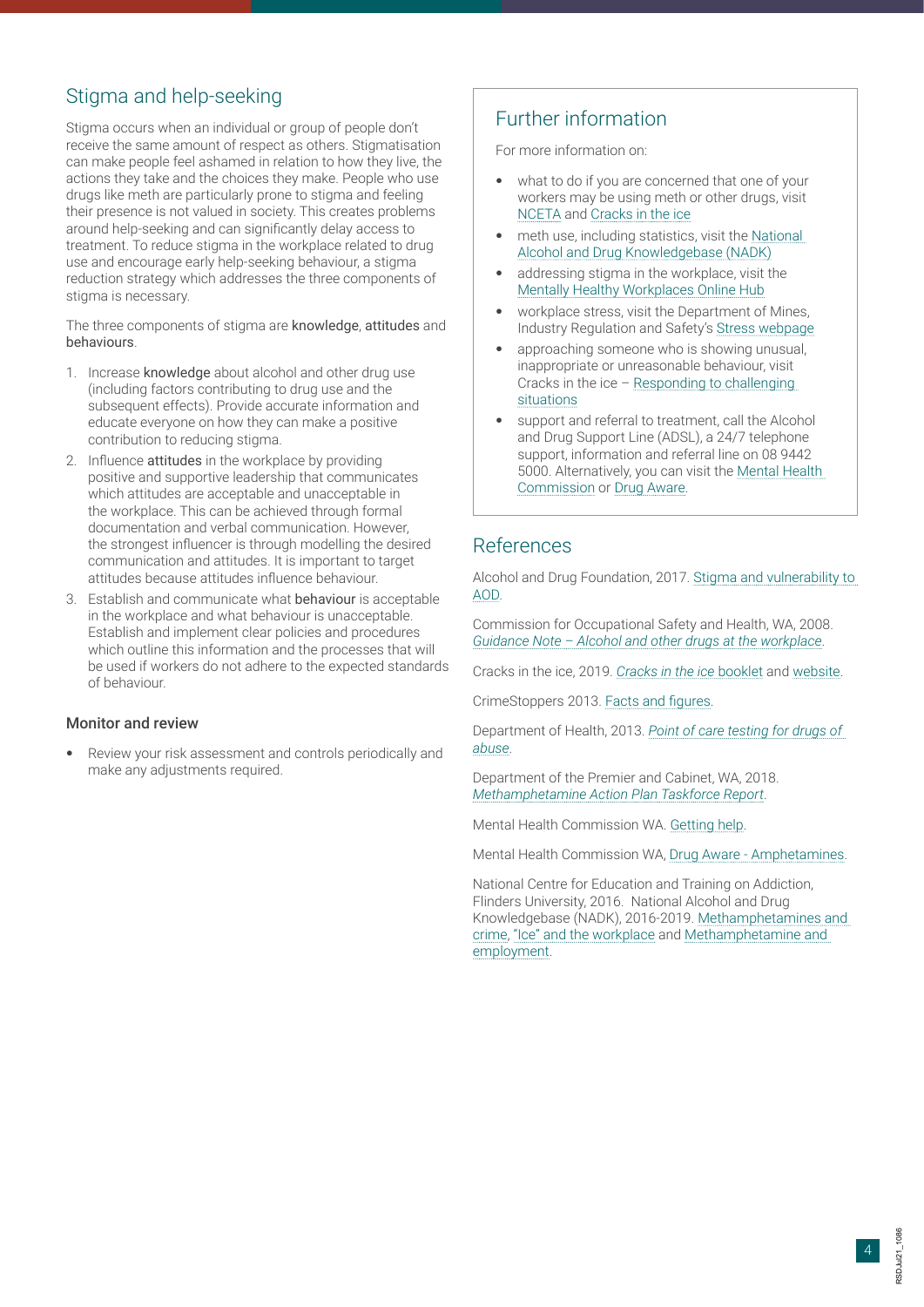## Stigma and help-seeking

Stigma occurs when an individual or group of people don't receive the same amount of respect as others. Stigmatisation can make people feel ashamed in relation to how they live, the actions they take and the choices they make. People who use drugs like meth are particularly prone to stigma and feeling their presence is not valued in society. This creates problems around help-seeking and can significantly delay access to treatment. To reduce stigma in the workplace related to drug use and encourage early help-seeking behaviour, a stigma reduction strategy which addresses the three components of stigma is necessary.

The three components of stigma are **knowledge**, **attitudes** and **behaviours**.

1. Increase **knowledge** about alcohol and other drug use (including factors contributing to drug use and the subsequent effects). Provide accurate information and educate everyone on how they can make a positive contribution to reducing stigma.
2. Influence **attitudes** in the workplace by providing positive and supportive leadership that communicates which attitudes are acceptable and unacceptable in the workplace. This can be achieved through formal documentation and verbal communication. However, the strongest influencer is through modelling the desired communication and attitudes. It is important to target attitudes because attitudes influence behaviour.
3. Establish and communicate what **behaviour** is acceptable in the workplace and what behaviour is unacceptable. Establish and implement clear policies and procedures which outline this information and the processes that will be used if workers do not adhere to the expected standards of behaviour.

### Monitor and review

- Review your risk assessment and controls periodically and make any adjustments required.

## Further information

For more information on:

- what to do if you are concerned that one of your workers may be using meth or other drugs, visit NCETA and Cracks in the ice
- meth use, including statistics, visit the National Alcohol and Drug Knowledgebase (NADK)
- addressing stigma in the workplace, visit the Mentally Healthy Workplaces Online Hub
- workplace stress, visit the Department of Mines, Industry Regulation and Safety's Stress webpage
- approaching someone who is showing unusual, inappropriate or unreasonable behaviour, visit Cracks in the ice – Responding to challenging situations
- support and referral to treatment, call the Alcohol and Drug Support Line (ADSL), a 24/7 telephone support, information and referral line on 08 9442 5000. Alternatively, you can visit the Mental Health Commission or Drug Aware.

## References

Alcohol and Drug Foundation, 2017. Stigma and vulnerability to AOD.

Commission for Occupational Safety and Health, WA, 2008. *Guidance Note – Alcohol and other drugs at the workplace*.

Cracks in the ice, 2019. *Cracks in the ice* booklet and website.

CrimeStoppers 2013. Facts and figures.

Department of Health, 2013. *Point of care testing for drugs of abuse*.

Department of the Premier and Cabinet, WA, 2018. *Methamphetamine Action Plan Taskforce Report*.

Mental Health Commission WA. Getting help.

Mental Health Commission WA, Drug Aware - Amphetamines.

National Centre for Education and Training on Addiction, Flinders University, 2016. National Alcohol and Drug Knowledgebase (NADK), 2016-2019. Methamphetamines and crime, "Ice" and the workplace and Methamphetamine and employment.